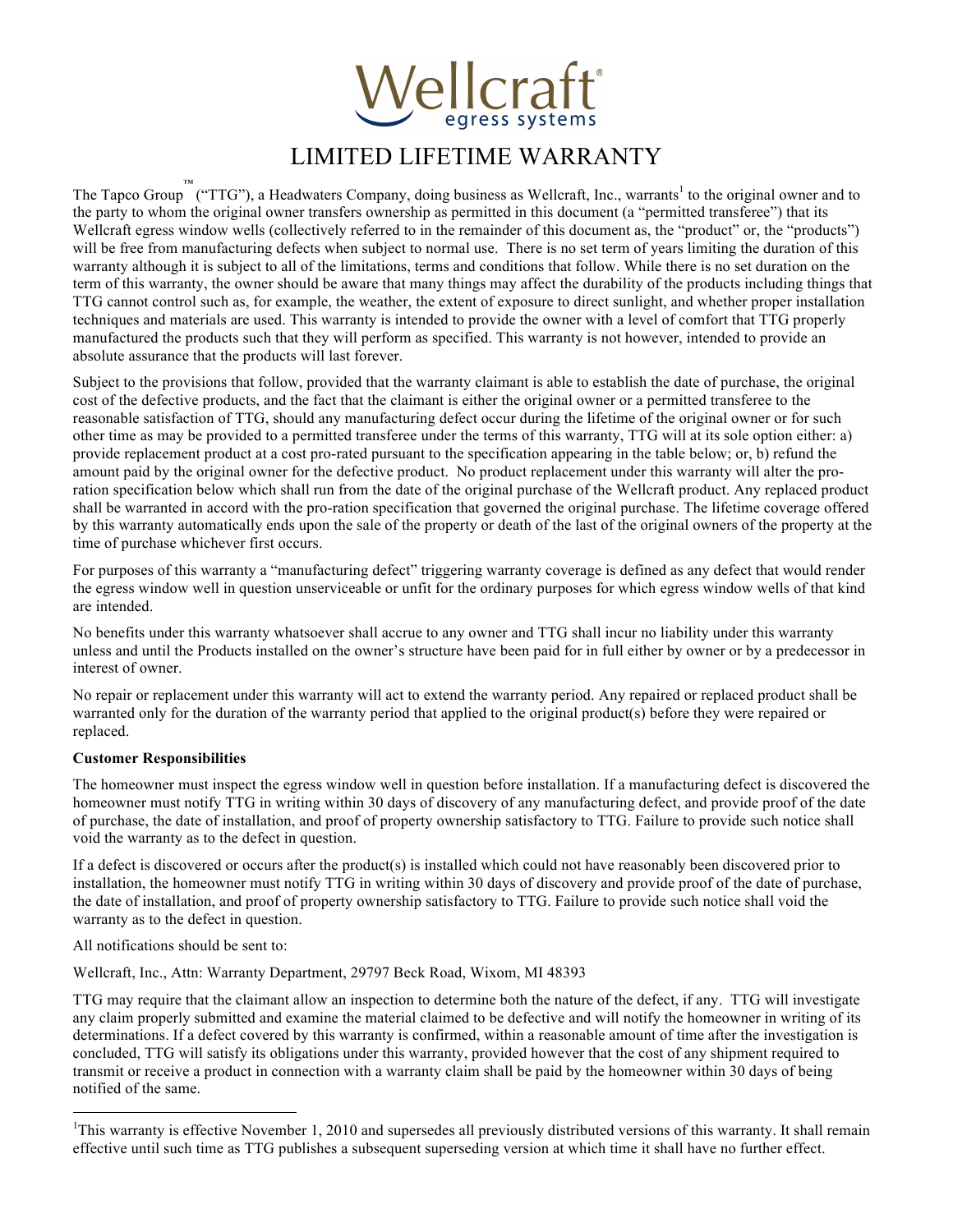# Wellcraft® egress systems

## LIMITED LIFETIME WARRANTY

The Tapco Group™ ("TTG"), a Headwaters Company, doing business as Wellcraft, Inc., warrants[1] to the original owner and to the party to whom the original owner transfers ownership as permitted in this document (a "permitted transferee") that its Wellcraft egress window wells (collectively referred to in the remainder of this document as, the "product" or, the "products") will be free from manufacturing defects when subject to normal use. There is no set term of years limiting the duration of this warranty although it is subject to all of the limitations, terms and conditions that follow. While there is no set duration on the term of this warranty, the owner should be aware that many things may affect the durability of the products including things that TTG cannot control such as, for example, the weather, the extent of exposure to direct sunlight, and whether proper installation techniques and materials are used. This warranty is intended to provide the owner with a level of comfort that TTG properly manufactured the products such that they will perform as specified. This warranty is not however, intended to provide an absolute assurance that the products will last forever.

Subject to the provisions that follow, provided that the warranty claimant is able to establish the date of purchase, the original cost of the defective products, and the fact that the claimant is either the original owner or a permitted transferee to the reasonable satisfaction of TTG, should any manufacturing defect occur during the lifetime of the original owner or for such other time as may be provided to a permitted transferee under the terms of this warranty, TTG will at its sole option either: a) provide replacement product at a cost pro-rated pursuant to the specification appearing in the table below; or, b) refund the amount paid by the original owner for the defective product. No product replacement under this warranty will alter the pro-ration specification below which shall run from the date of the original purchase of the Wellcraft product. Any replaced product shall be warranted in accord with the pro-ration specification that governed the original purchase. The lifetime coverage offered by this warranty automatically ends upon the sale of the property or death of the last of the original owners of the property at the time of purchase whichever first occurs.

For purposes of this warranty a "manufacturing defect" triggering warranty coverage is defined as any defect that would render the egress window well in question unserviceable or unfit for the ordinary purposes for which egress window wells of that kind are intended.

No benefits under this warranty whatsoever shall accrue to any owner and TTG shall incur no liability under this warranty unless and until the Products installed on the owner's structure have been paid for in full either by owner or by a predecessor in interest of owner.

No repair or replacement under this warranty will act to extend the warranty period. Any repaired or replaced product shall be warranted only for the duration of the warranty period that applied to the original product(s) before they were repaired or replaced.

**Customer Responsibilities**

The homeowner must inspect the egress window well in question before installation. If a manufacturing defect is discovered the homeowner must notify TTG in writing within 30 days of discovery of any manufacturing defect, and provide proof of the date of purchase, the date of installation, and proof of property ownership satisfactory to TTG. Failure to provide such notice shall void the warranty as to the defect in question.

If a defect is discovered or occurs after the product(s) is installed which could not have reasonably been discovered prior to installation, the homeowner must notify TTG in writing within 30 days of discovery and provide proof of the date of purchase, the date of installation, and proof of property ownership satisfactory to TTG. Failure to provide such notice shall void the warranty as to the defect in question.

All notifications should be sent to:

Wellcraft, Inc., Attn: Warranty Department, 29797 Beck Road, Wixom, MI 48393

TTG may require that the claimant allow an inspection to determine both the nature of the defect, if any. TTG will investigate any claim properly submitted and examine the material claimed to be defective and will notify the homeowner in writing of its determinations. If a defect covered by this warranty is confirmed, within a reasonable amount of time after the investigation is concluded, TTG will satisfy its obligations under this warranty, provided however that the cost of any shipment required to transmit or receive a product in connection with a warranty claim shall be paid by the homeowner within 30 days of being notified of the same.

---

[1]This warranty is effective November 1, 2010 and supersedes all previously distributed versions of this warranty. It shall remain effective until such time as TTG publishes a subsequent superseding version at which time it shall have no further effect.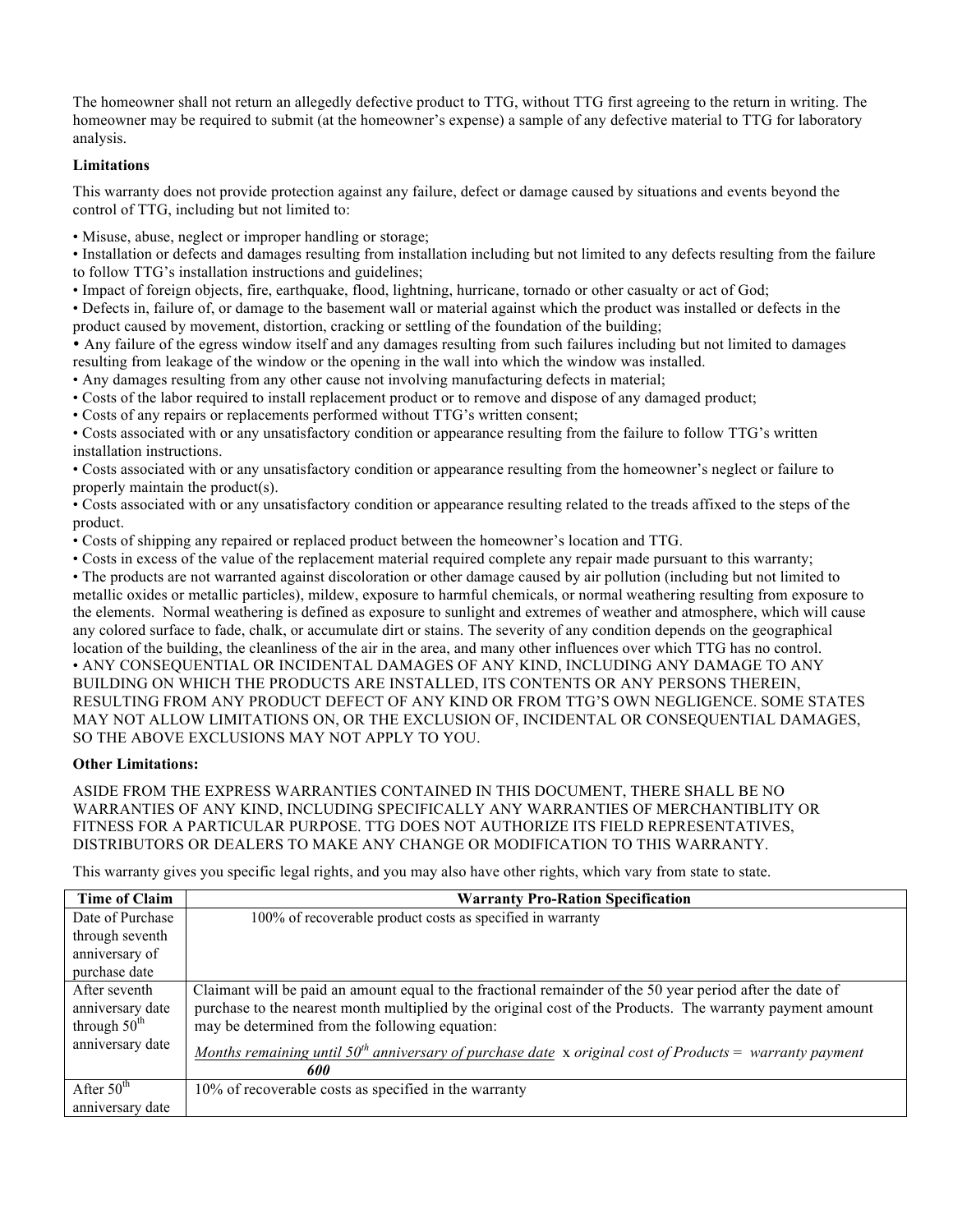The homeowner shall not return an allegedly defective product to TTG, without TTG first agreeing to the return in writing. The homeowner may be required to submit (at the homeowner's expense) a sample of any defective material to TTG for laboratory analysis.

**Limitations**

This warranty does not provide protection against any failure, defect or damage caused by situations and events beyond the control of TTG, including but not limited to:

- Misuse, abuse, neglect or improper handling or storage;
- Installation or defects and damages resulting from installation including but not limited to any defects resulting from the failure to follow TTG's installation instructions and guidelines;
- Impact of foreign objects, fire, earthquake, flood, lightning, hurricane, tornado or other casualty or act of God;
- Defects in, failure of, or damage to the basement wall or material against which the product was installed or defects in the product caused by movement, distortion, cracking or settling of the foundation of the building;
- Any failure of the egress window itself and any damages resulting from such failures including but not limited to damages resulting from leakage of the window or the opening in the wall into which the window was installed.
- Any damages resulting from any other cause not involving manufacturing defects in material;
- Costs of the labor required to install replacement product or to remove and dispose of any damaged product;
- Costs of any repairs or replacements performed without TTG's written consent;
- Costs associated with or any unsatisfactory condition or appearance resulting from the failure to follow TTG's written installation instructions.
- Costs associated with or any unsatisfactory condition or appearance resulting from the homeowner's neglect or failure to properly maintain the product(s).
- Costs associated with or any unsatisfactory condition or appearance resulting related to the treads affixed to the steps of the product.
- Costs of shipping any repaired or replaced product between the homeowner's location and TTG.
- Costs in excess of the value of the replacement material required complete any repair made pursuant to this warranty;
- The products are not warranted against discoloration or other damage caused by air pollution (including but not limited to metallic oxides or metallic particles), mildew, exposure to harmful chemicals, or normal weathering resulting from exposure to the elements. Normal weathering is defined as exposure to sunlight and extremes of weather and atmosphere, which will cause any colored surface to fade, chalk, or accumulate dirt or stains. The severity of any condition depends on the geographical location of the building, the cleanliness of the air in the area, and many other influences over which TTG has no control.
- ANY CONSEQUENTIAL OR INCIDENTAL DAMAGES OF ANY KIND, INCLUDING ANY DAMAGE TO ANY BUILDING ON WHICH THE PRODUCTS ARE INSTALLED, ITS CONTENTS OR ANY PERSONS THEREIN, RESULTING FROM ANY PRODUCT DEFECT OF ANY KIND OR FROM TTG'S OWN NEGLIGENCE. SOME STATES MAY NOT ALLOW LIMITATIONS ON, OR THE EXCLUSION OF, INCIDENTAL OR CONSEQUENTIAL DAMAGES, SO THE ABOVE EXCLUSIONS MAY NOT APPLY TO YOU.

**Other Limitations:**

ASIDE FROM THE EXPRESS WARRANTIES CONTAINED IN THIS DOCUMENT, THERE SHALL BE NO WARRANTIES OF ANY KIND, INCLUDING SPECIFICALLY ANY WARRANTIES OF MERCHANTIBLITY OR FITNESS FOR A PARTICULAR PURPOSE. TTG DOES NOT AUTHORIZE ITS FIELD REPRESENTATIVES, DISTRIBUTORS OR DEALERS TO MAKE ANY CHANGE OR MODIFICATION TO THIS WARRANTY.

This warranty gives you specific legal rights, and you may also have other rights, which vary from state to state.

| Time of Claim | Warranty Pro-Ration Specification |
|---|---|
| Date of Purchase through seventh anniversary of purchase date | 100% of recoverable product costs as specified in warranty |
| After seventh anniversary date through 50th anniversary date | Claimant will be paid an amount equal to the fractional remainder of the 50 year period after the date of purchase to the nearest month multiplied by the original cost of the Products. The warranty payment amount may be determined from the following equation: $\frac{\text{Months remaining until } 50^{th} \text{ anniversary of purchase date}}{600} \times \text{original cost of Products} = \text{warranty payment}$ |
| After 50th anniversary date | 10% of recoverable costs as specified in the warranty |